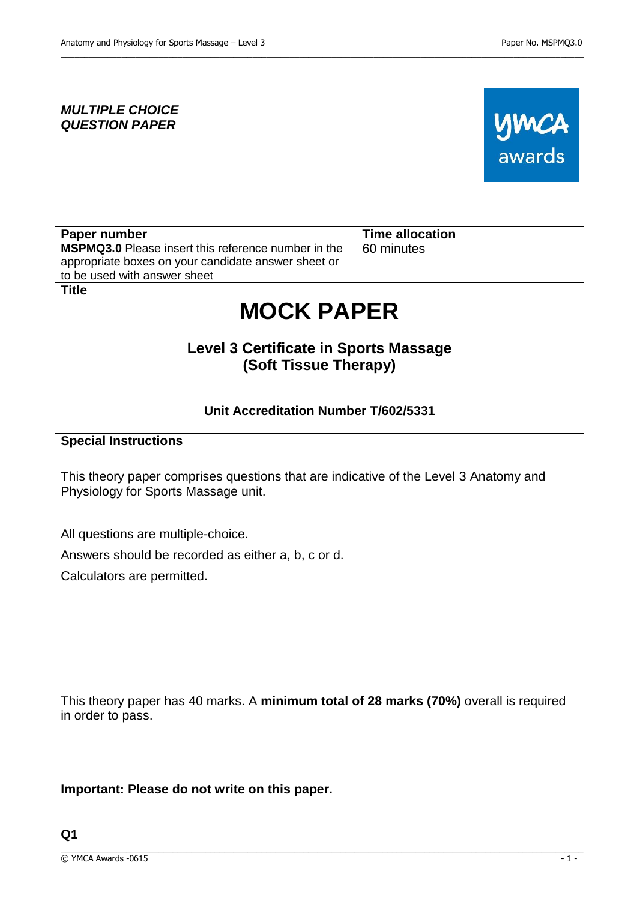***MULTIPLE CHOICE QUESTION PAPER***

ymca awards

| **Paper number** | **Time allocation** |
|---|---|
| **MSPMQ3.0** Please insert this reference number in the appropriate boxes on your candidate answer sheet or to be used with answer sheet | 60 minutes |

**Title**

# MOCK PAPER

## Level 3 Certificate in Sports Massage (Soft Tissue Therapy)

### Unit Accreditation Number T/602/5331

**Special Instructions**

This theory paper comprises questions that are indicative of the Level 3 Anatomy and Physiology for Sports Massage unit.

All questions are multiple-choice.

Answers should be recorded as either a, b, c or d.

Calculators are permitted.

This theory paper has 40 marks. A **minimum total of 28 marks (70%)** overall is required in order to pass.

**Important: Please do not write on this paper.**

**Q1**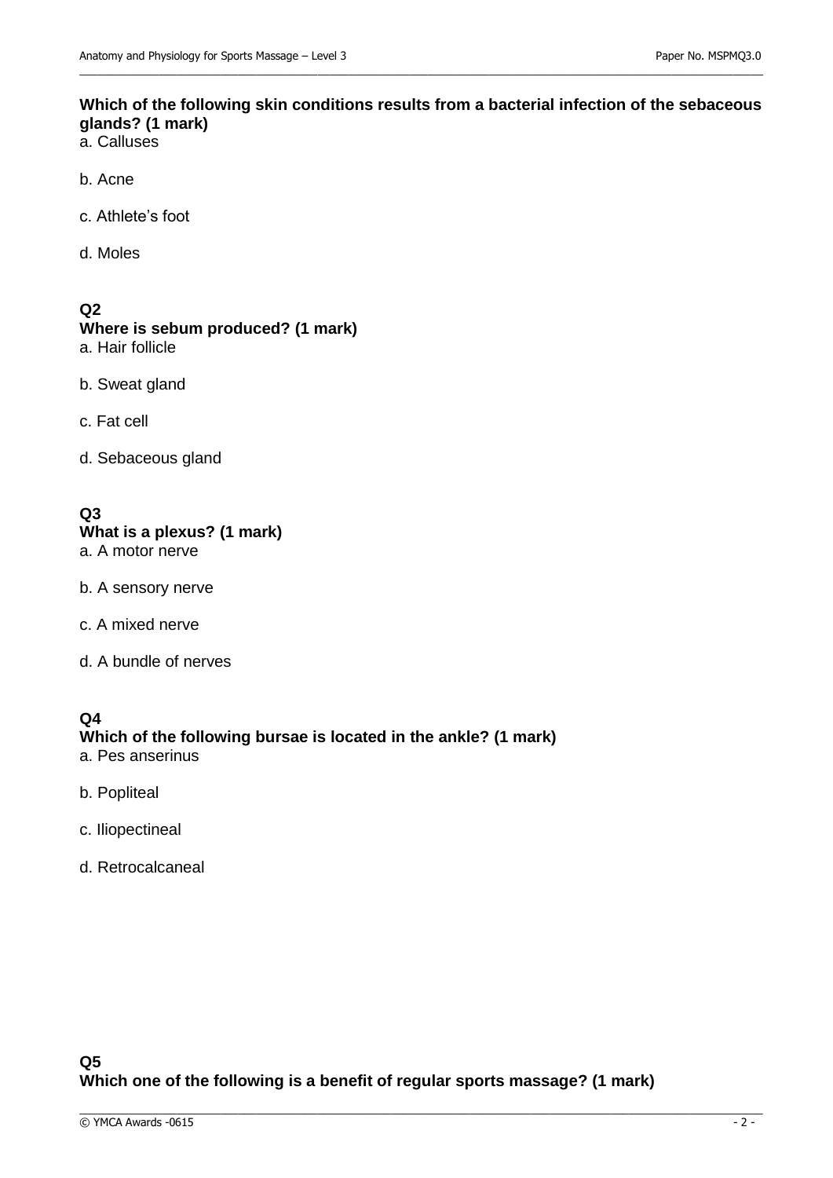**Which of the following skin conditions results from a bacterial infection of the sebaceous glands? (1 mark)**

a. Calluses

b. Acne

c. Athlete's foot

d. Moles

**Q2**
**Where is sebum produced? (1 mark)**

a. Hair follicle

b. Sweat gland

c. Fat cell

d. Sebaceous gland

**Q3**
**What is a plexus? (1 mark)**

a. A motor nerve

b. A sensory nerve

c. A mixed nerve

d. A bundle of nerves

**Q4**
**Which of the following bursae is located in the ankle? (1 mark)**

a. Pes anserinus

b. Popliteal

c. Iliopectineal

d. Retrocalcaneal

**Q5**
**Which one of the following is a benefit of regular sports massage? (1 mark)**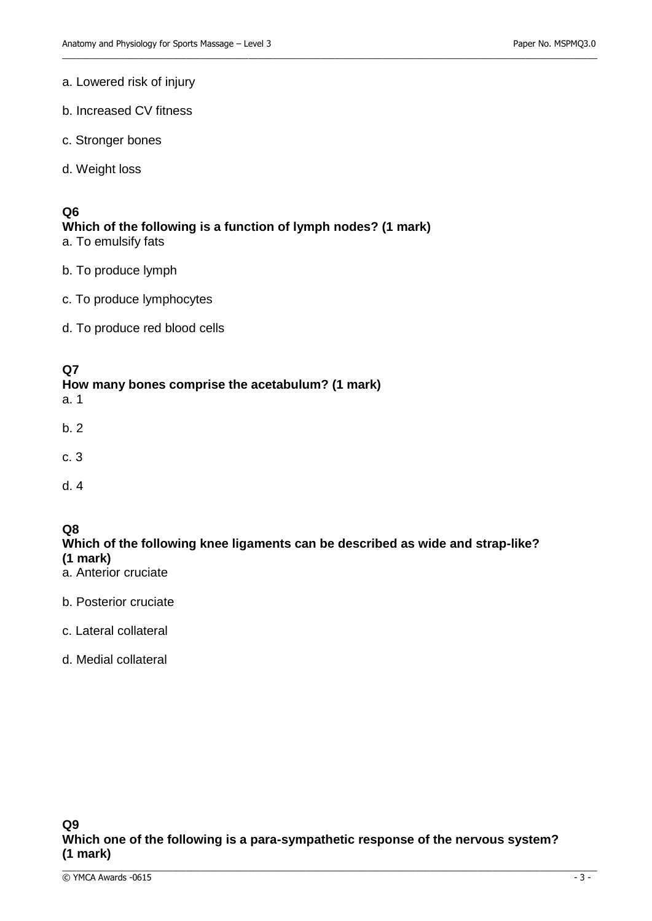a. Lowered risk of injury

b. Increased CV fitness

c. Stronger bones

d. Weight loss

**Q6**
**Which of the following is a function of lymph nodes? (1 mark)**
a. To emulsify fats

b. To produce lymph

c. To produce lymphocytes

d. To produce red blood cells

**Q7**
**How many bones comprise the acetabulum? (1 mark)**
a. 1

b. 2

c. 3

d. 4

**Q8**
**Which of the following knee ligaments can be described as wide and strap-like? (1 mark)**
a. Anterior cruciate

b. Posterior cruciate

c. Lateral collateral

d. Medial collateral

**Q9**
**Which one of the following is a para-sympathetic response of the nervous system? (1 mark)**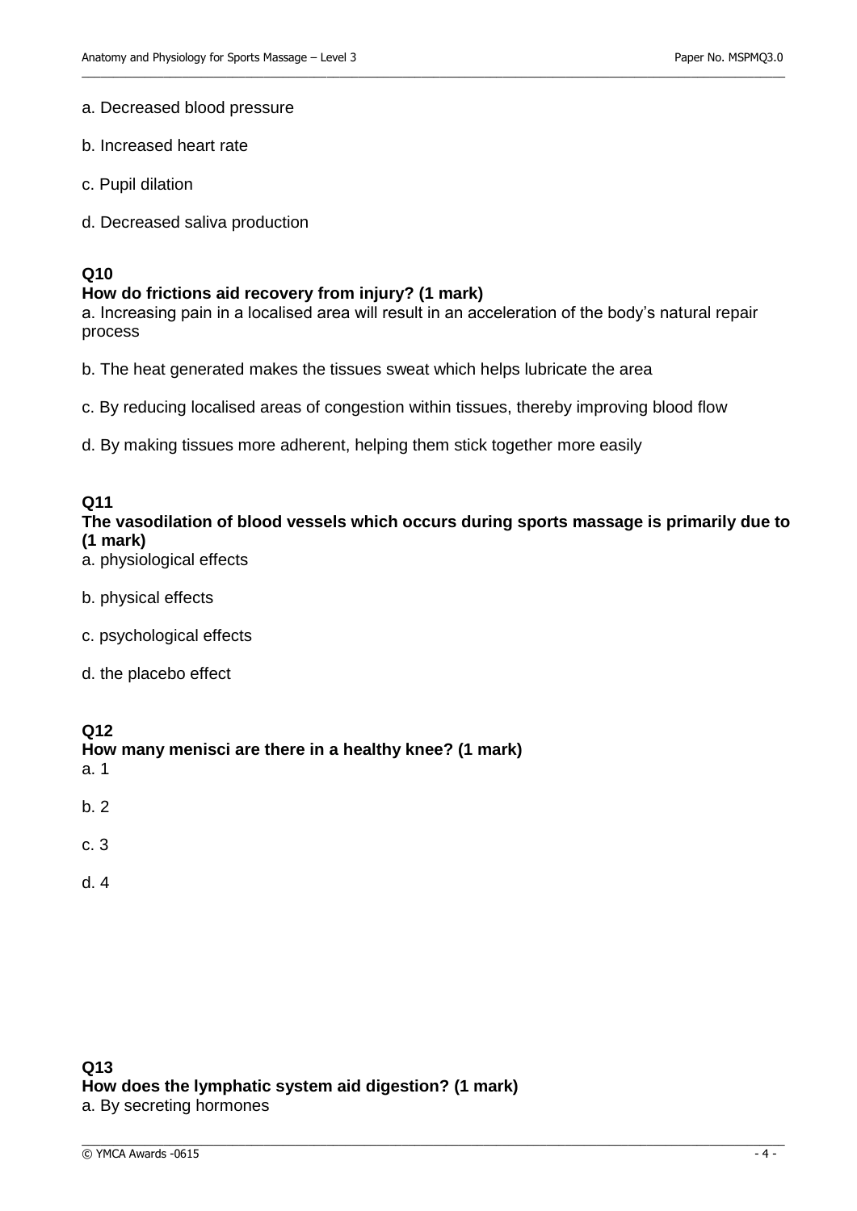a. Decreased blood pressure

b. Increased heart rate

c. Pupil dilation

d. Decreased saliva production

**Q10**
**How do frictions aid recovery from injury? (1 mark)**
a. Increasing pain in a localised area will result in an acceleration of the body's natural repair process

b. The heat generated makes the tissues sweat which helps lubricate the area

c. By reducing localised areas of congestion within tissues, thereby improving blood flow

d. By making tissues more adherent, helping them stick together more easily

**Q11**
**The vasodilation of blood vessels which occurs during sports massage is primarily due to (1 mark)**
a. physiological effects

b. physical effects

c. psychological effects

d. the placebo effect

**Q12**
**How many menisci are there in a healthy knee? (1 mark)**
a. 1

b. 2

c. 3

d. 4

**Q13**
**How does the lymphatic system aid digestion? (1 mark)**
a. By secreting hormones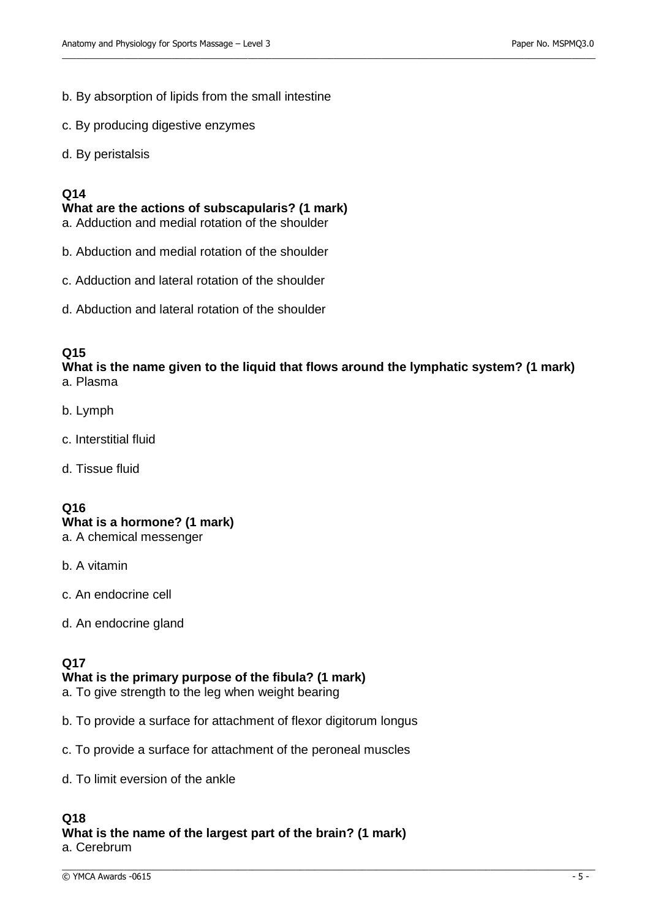b. By absorption of lipids from the small intestine

c. By producing digestive enzymes

d. By peristalsis

**Q14**
**What are the actions of subscapularis? (1 mark)**
a. Adduction and medial rotation of the shoulder

b. Abduction and medial rotation of the shoulder

c. Adduction and lateral rotation of the shoulder

d. Abduction and lateral rotation of the shoulder

**Q15**
**What is the name given to the liquid that flows around the lymphatic system? (1 mark)**
a. Plasma

b. Lymph

c. Interstitial fluid

d. Tissue fluid

**Q16**
**What is a hormone? (1 mark)**
a. A chemical messenger

b. A vitamin

c. An endocrine cell

d. An endocrine gland

**Q17**
**What is the primary purpose of the fibula? (1 mark)**
a. To give strength to the leg when weight bearing

b. To provide a surface for attachment of flexor digitorum longus

c. To provide a surface for attachment of the peroneal muscles

d. To limit eversion of the ankle

**Q18**
**What is the name of the largest part of the brain? (1 mark)**
a. Cerebrum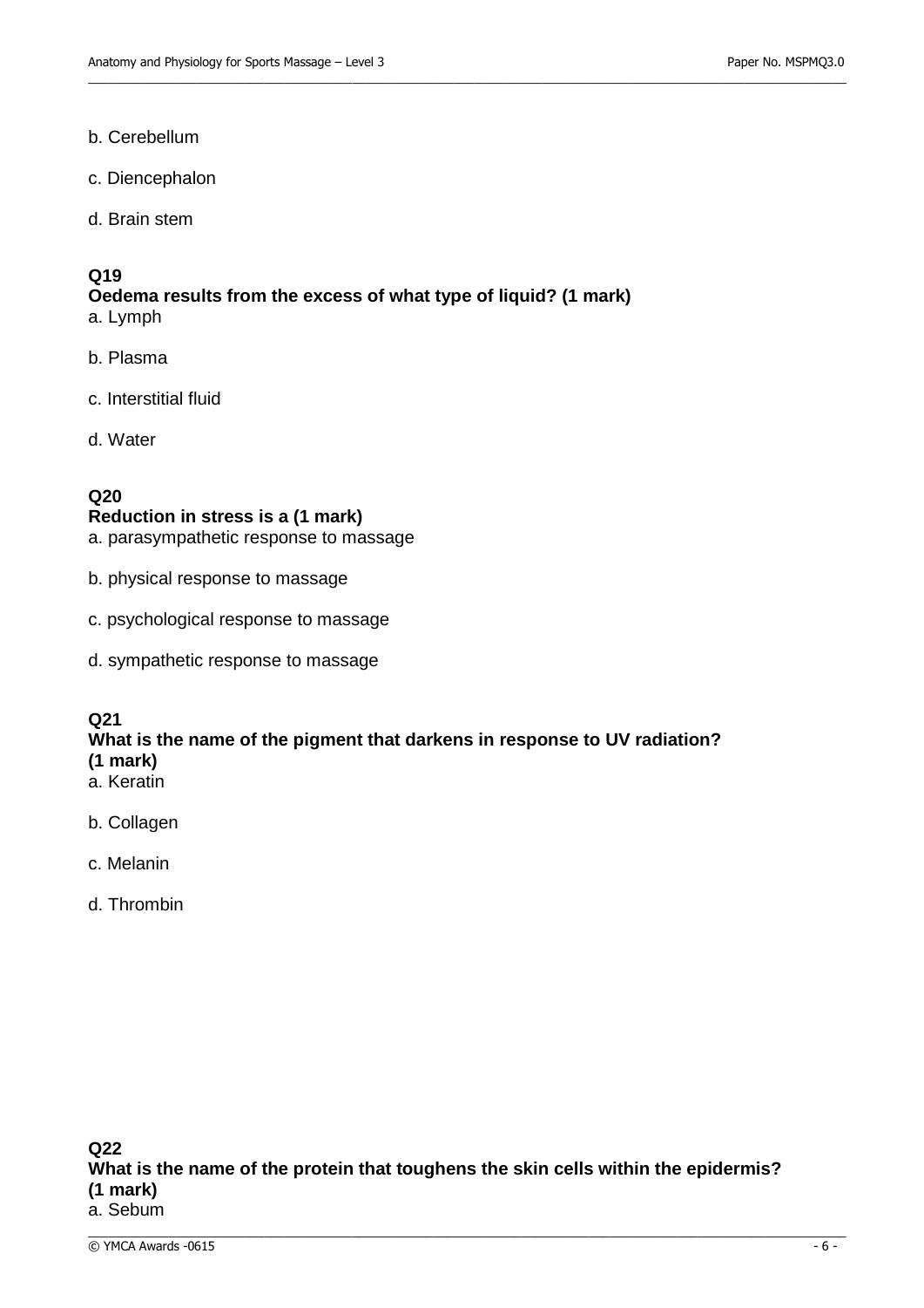b. Cerebellum

c. Diencephalon

d. Brain stem

**Q19**
**Oedema results from the excess of what type of liquid? (1 mark)**
a. Lymph

b. Plasma

c. Interstitial fluid

d. Water

**Q20**
**Reduction in stress is a (1 mark)**
a. parasympathetic response to massage

b. physical response to massage

c. psychological response to massage

d. sympathetic response to massage

**Q21**
**What is the name of the pigment that darkens in response to UV radiation? (1 mark)**
a. Keratin

b. Collagen

c. Melanin

d. Thrombin

**Q22**
**What is the name of the protein that toughens the skin cells within the epidermis? (1 mark)**
a. Sebum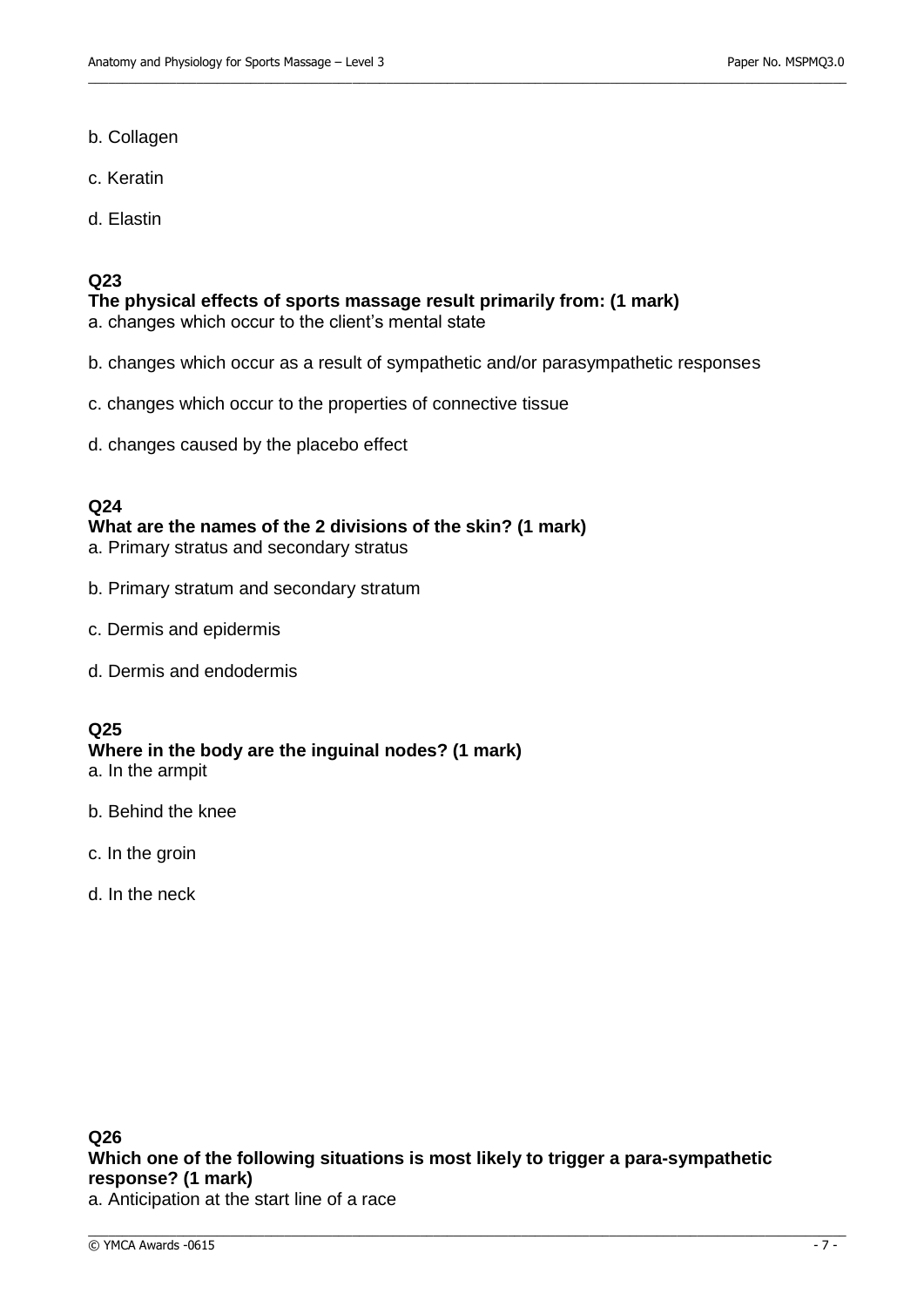b. Collagen

c. Keratin

d. Elastin

**Q23**
**The physical effects of sports massage result primarily from: (1 mark)**
a. changes which occur to the client's mental state

b. changes which occur as a result of sympathetic and/or parasympathetic responses

c. changes which occur to the properties of connective tissue

d. changes caused by the placebo effect

**Q24**
**What are the names of the 2 divisions of the skin? (1 mark)**
a. Primary stratus and secondary stratus

b. Primary stratum and secondary stratum

c. Dermis and epidermis

d. Dermis and endodermis

**Q25**
**Where in the body are the inguinal nodes? (1 mark)**
a. In the armpit

b. Behind the knee

c. In the groin

d. In the neck

**Q26**
**Which one of the following situations is most likely to trigger a para-sympathetic response? (1 mark)**
a. Anticipation at the start line of a race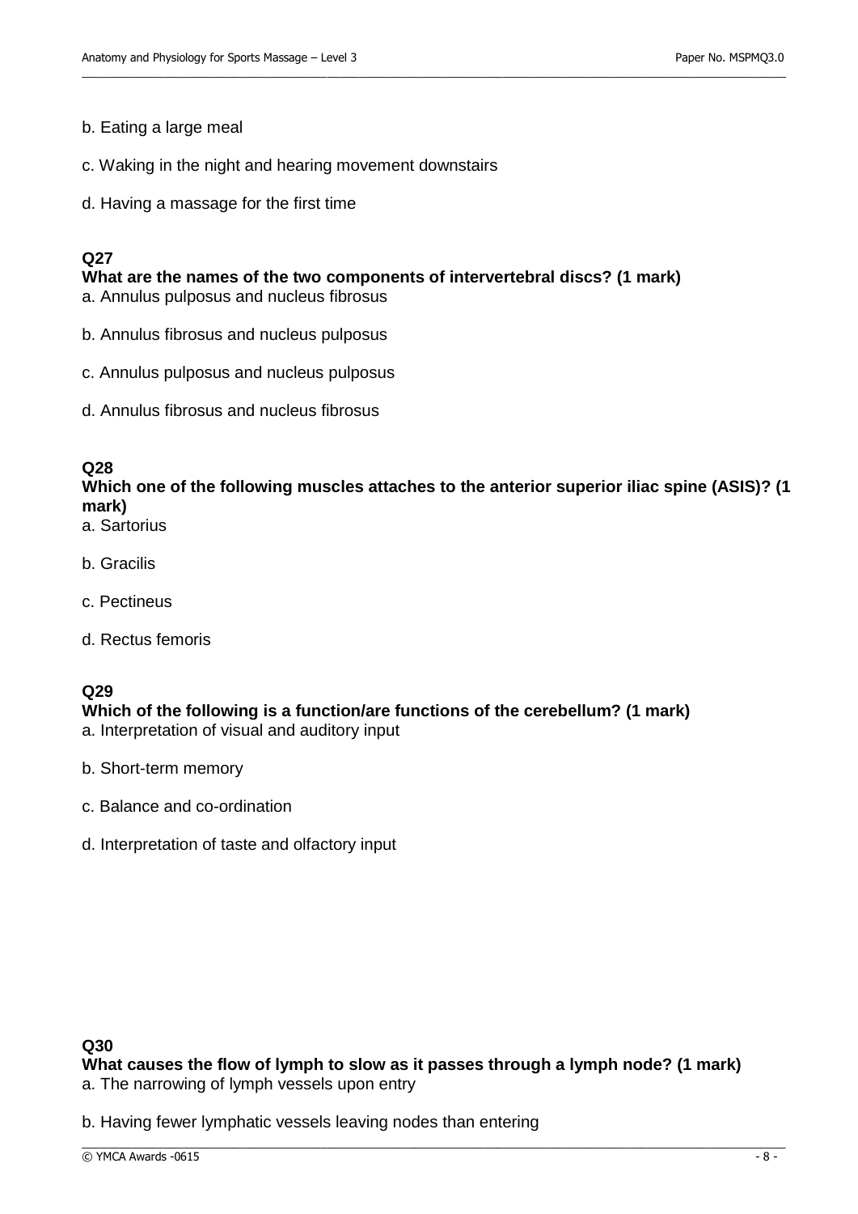b. Eating a large meal

c. Waking in the night and hearing movement downstairs

d. Having a massage for the first time

**Q27**
**What are the names of the two components of intervertebral discs? (1 mark)**
a. Annulus pulposus and nucleus fibrosus

b. Annulus fibrosus and nucleus pulposus

c. Annulus pulposus and nucleus pulposus

d. Annulus fibrosus and nucleus fibrosus

**Q28**
**Which one of the following muscles attaches to the anterior superior iliac spine (ASIS)? (1 mark)**
a. Sartorius

b. Gracilis

c. Pectineus

d. Rectus femoris

**Q29**
**Which of the following is a function/are functions of the cerebellum? (1 mark)**
a. Interpretation of visual and auditory input

b. Short-term memory

c. Balance and co-ordination

d. Interpretation of taste and olfactory input

**Q30**
**What causes the flow of lymph to slow as it passes through a lymph node? (1 mark)**
a. The narrowing of lymph vessels upon entry

b. Having fewer lymphatic vessels leaving nodes than entering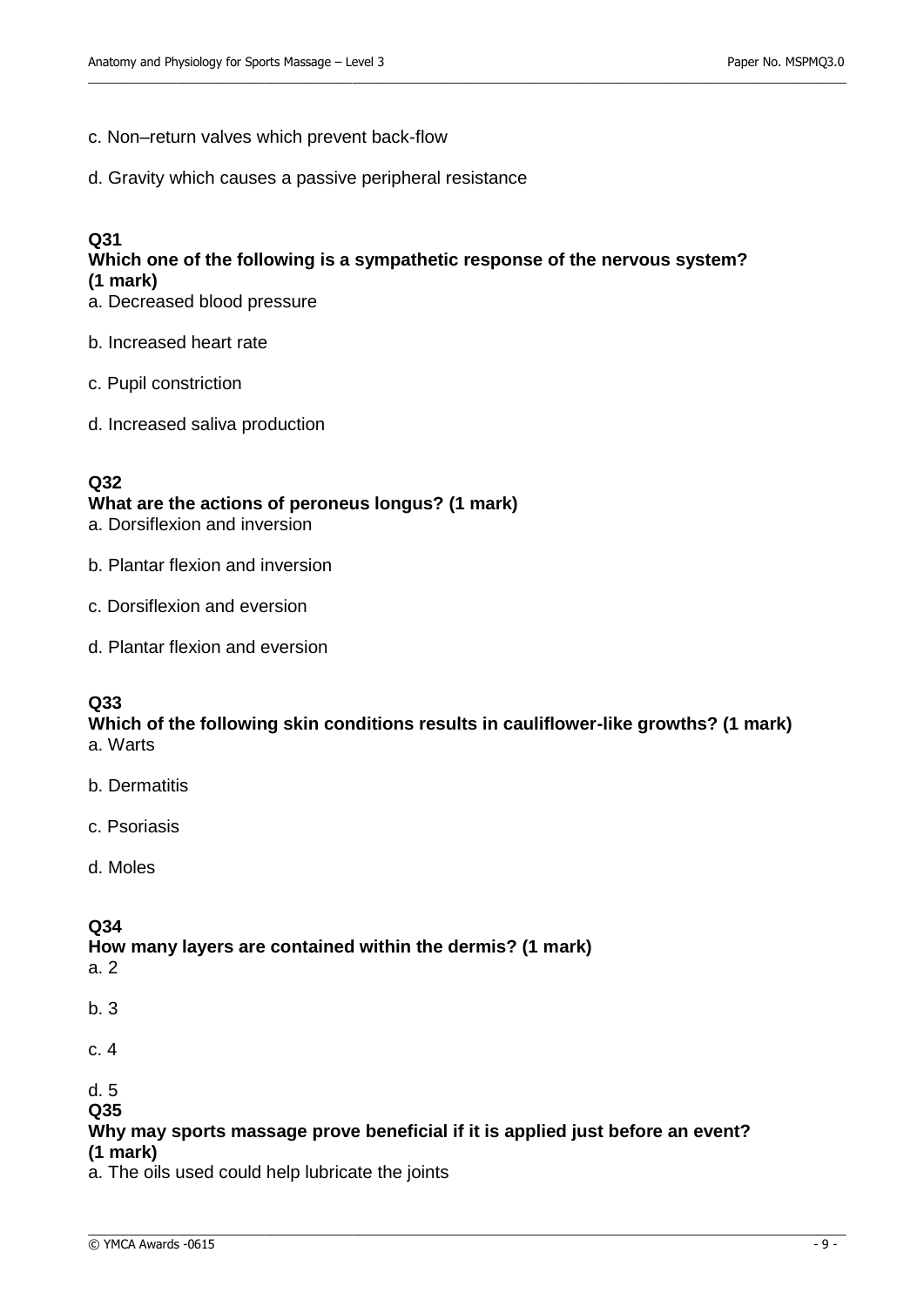c. Non–return valves which prevent back-flow

d. Gravity which causes a passive peripheral resistance

**Q31**
**Which one of the following is a sympathetic response of the nervous system? (1 mark)**

a. Decreased blood pressure

b. Increased heart rate

c. Pupil constriction

d. Increased saliva production

**Q32**
**What are the actions of peroneus longus? (1 mark)**

a. Dorsiflexion and inversion

b. Plantar flexion and inversion

c. Dorsiflexion and eversion

d. Plantar flexion and eversion

**Q33**
**Which of the following skin conditions results in cauliflower-like growths? (1 mark)**

a. Warts

b. Dermatitis

c. Psoriasis

d. Moles

**Q34**
**How many layers are contained within the dermis? (1 mark)**

a. 2

b. 3

c. 4

d. 5

**Q35**
**Why may sports massage prove beneficial if it is applied just before an event? (1 mark)**

a. The oils used could help lubricate the joints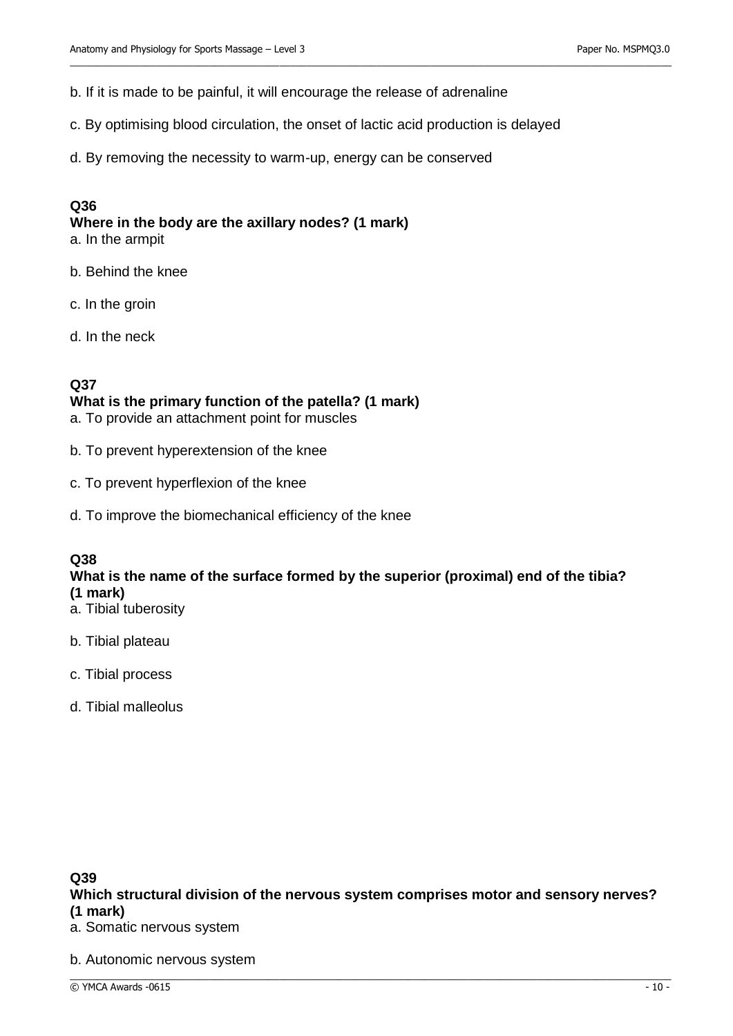b. If it is made to be painful, it will encourage the release of adrenaline

c. By optimising blood circulation, the onset of lactic acid production is delayed

d. By removing the necessity to warm-up, energy can be conserved

**Q36**
**Where in the body are the axillary nodes? (1 mark)**
a. In the armpit

b. Behind the knee

c. In the groin

d. In the neck

**Q37**
**What is the primary function of the patella? (1 mark)**
a. To provide an attachment point for muscles

b. To prevent hyperextension of the knee

c. To prevent hyperflexion of the knee

d. To improve the biomechanical efficiency of the knee

**Q38**
**What is the name of the surface formed by the superior (proximal) end of the tibia? (1 mark)**
a. Tibial tuberosity

b. Tibial plateau

c. Tibial process

d. Tibial malleolus

**Q39**
**Which structural division of the nervous system comprises motor and sensory nerves? (1 mark)**
a. Somatic nervous system

b. Autonomic nervous system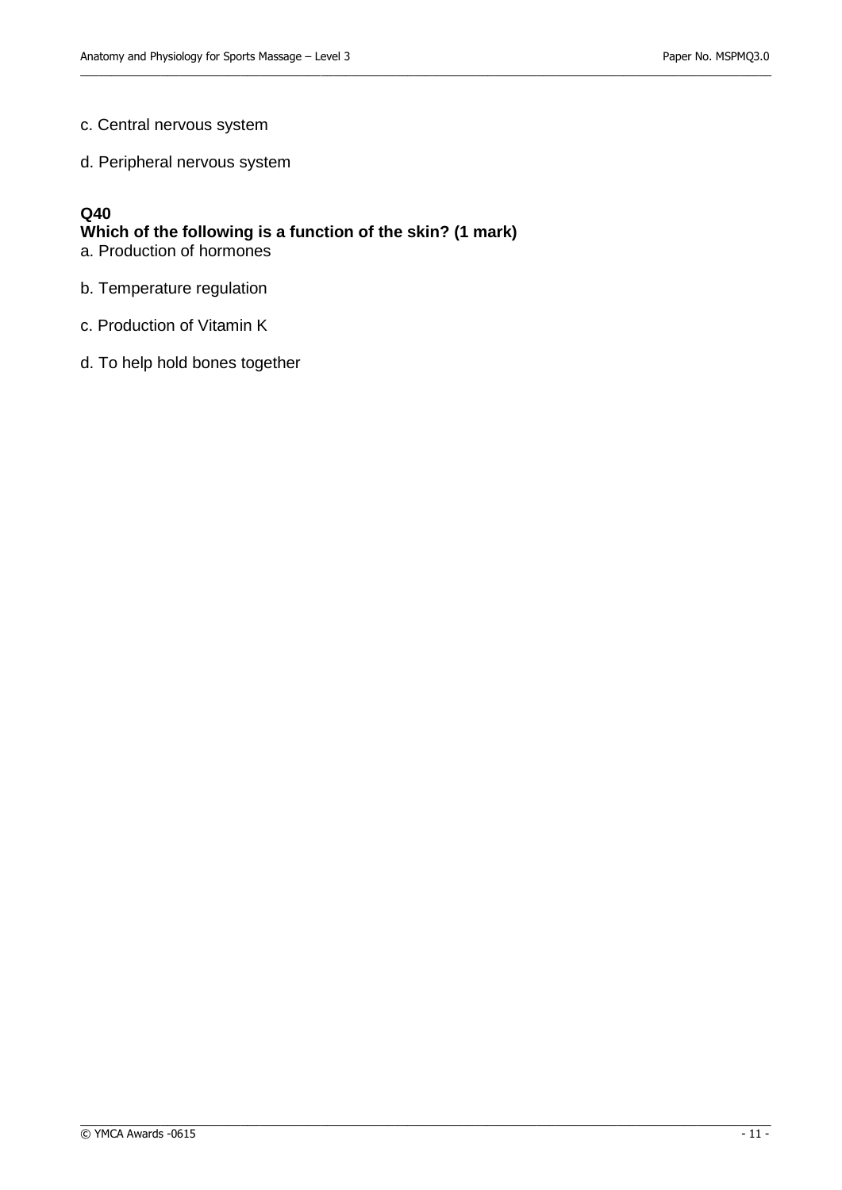c. Central nervous system

d. Peripheral nervous system

**Q40**
**Which of the following is a function of the skin? (1 mark)**

a. Production of hormones

b. Temperature regulation

c. Production of Vitamin K

d. To help hold bones together